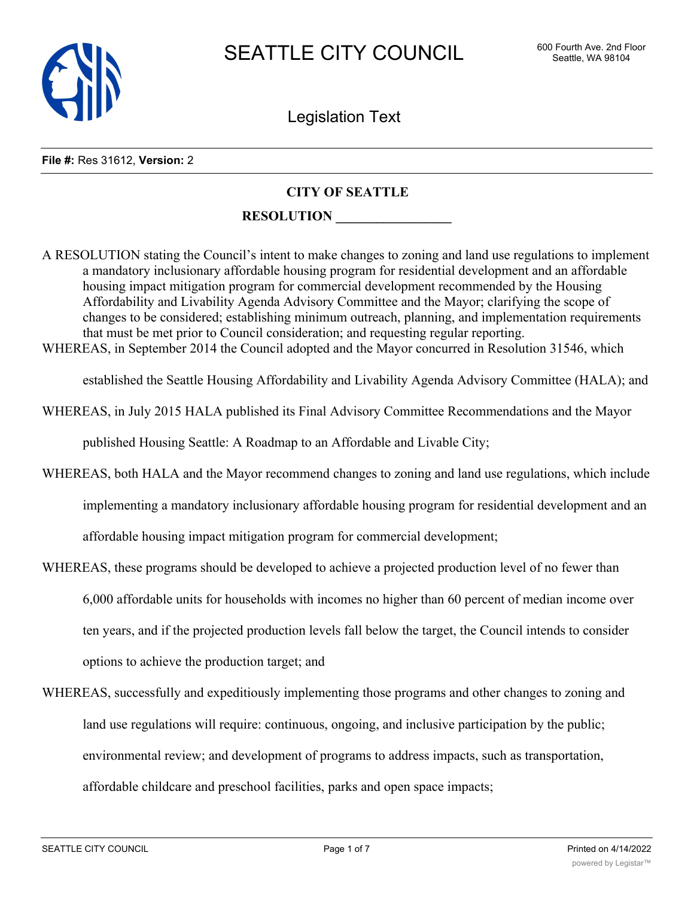SEATTLE CITY COUNCIL

600 Fourth Ave. 2nd Floor
Seattle, WA 98104

Legislation Text

**File #:** Res 31612, **Version:** 2

**CITY OF SEATTLE**

**RESOLUTION _________________**

A RESOLUTION stating the Council's intent to make changes to zoning and land use regulations to implement a mandatory inclusionary affordable housing program for residential development and an affordable housing impact mitigation program for commercial development recommended by the Housing Affordability and Livability Agenda Advisory Committee and the Mayor; clarifying the scope of changes to be considered; establishing minimum outreach, planning, and implementation requirements that must be met prior to Council consideration; and requesting regular reporting.

WHEREAS, in September 2014 the Council adopted and the Mayor concurred in Resolution 31546, which established the Seattle Housing Affordability and Livability Agenda Advisory Committee (HALA); and

WHEREAS, in July 2015 HALA published its Final Advisory Committee Recommendations and the Mayor published Housing Seattle: A Roadmap to an Affordable and Livable City;

WHEREAS, both HALA and the Mayor recommend changes to zoning and land use regulations, which include implementing a mandatory inclusionary affordable housing program for residential development and an affordable housing impact mitigation program for commercial development;

WHEREAS, these programs should be developed to achieve a projected production level of no fewer than 6,000 affordable units for households with incomes no higher than 60 percent of median income over ten years, and if the projected production levels fall below the target, the Council intends to consider options to achieve the production target; and

WHEREAS, successfully and expeditiously implementing those programs and other changes to zoning and land use regulations will require: continuous, ongoing, and inclusive participation by the public; environmental review; and development of programs to address impacts, such as transportation, affordable childcare and preschool facilities, parks and open space impacts;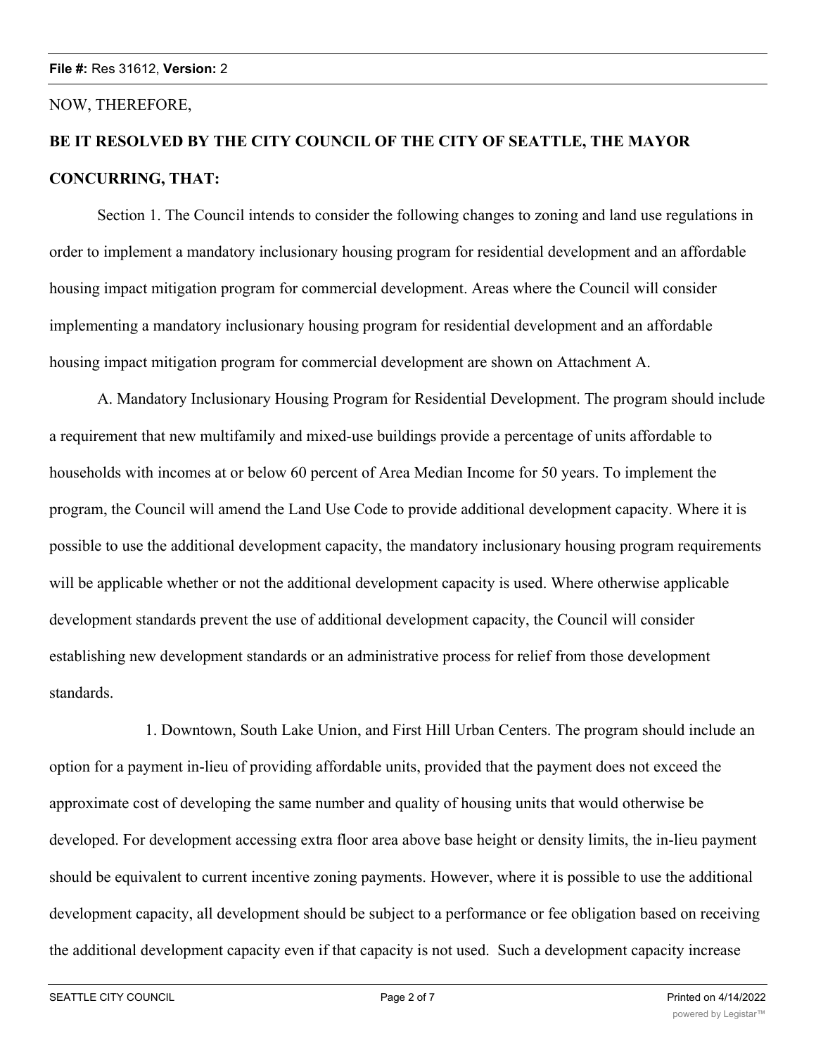NOW, THEREFORE,

**BE IT RESOLVED BY THE CITY COUNCIL OF THE CITY OF SEATTLE, THE MAYOR CONCURRING, THAT:**

Section 1. The Council intends to consider the following changes to zoning and land use regulations in order to implement a mandatory inclusionary housing program for residential development and an affordable housing impact mitigation program for commercial development. Areas where the Council will consider implementing a mandatory inclusionary housing program for residential development and an affordable housing impact mitigation program for commercial development are shown on Attachment A.

A. Mandatory Inclusionary Housing Program for Residential Development. The program should include a requirement that new multifamily and mixed-use buildings provide a percentage of units affordable to households with incomes at or below 60 percent of Area Median Income for 50 years. To implement the program, the Council will amend the Land Use Code to provide additional development capacity. Where it is possible to use the additional development capacity, the mandatory inclusionary housing program requirements will be applicable whether or not the additional development capacity is used. Where otherwise applicable development standards prevent the use of additional development capacity, the Council will consider establishing new development standards or an administrative process for relief from those development standards.

1. Downtown, South Lake Union, and First Hill Urban Centers. The program should include an option for a payment in-lieu of providing affordable units, provided that the payment does not exceed the approximate cost of developing the same number and quality of housing units that would otherwise be developed. For development accessing extra floor area above base height or density limits, the in-lieu payment should be equivalent to current incentive zoning payments. However, where it is possible to use the additional development capacity, all development should be subject to a performance or fee obligation based on receiving the additional development capacity even if that capacity is not used. Such a development capacity increase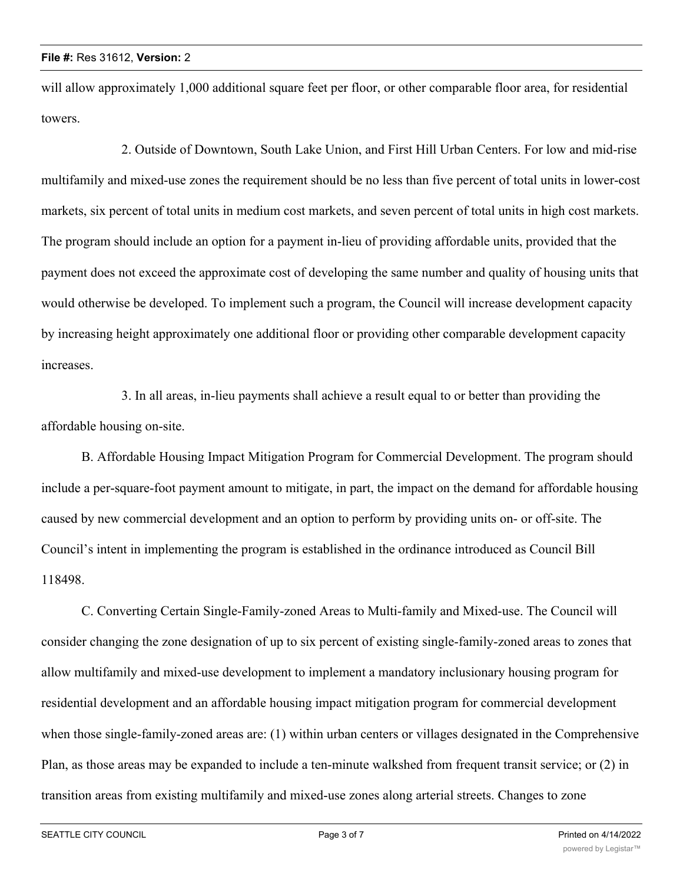will allow approximately 1,000 additional square feet per floor, or other comparable floor area, for residential towers.

2. Outside of Downtown, South Lake Union, and First Hill Urban Centers. For low and mid-rise multifamily and mixed-use zones the requirement should be no less than five percent of total units in lower-cost markets, six percent of total units in medium cost markets, and seven percent of total units in high cost markets. The program should include an option for a payment in-lieu of providing affordable units, provided that the payment does not exceed the approximate cost of developing the same number and quality of housing units that would otherwise be developed. To implement such a program, the Council will increase development capacity by increasing height approximately one additional floor or providing other comparable development capacity increases.

3. In all areas, in-lieu payments shall achieve a result equal to or better than providing the affordable housing on-site.

B. Affordable Housing Impact Mitigation Program for Commercial Development. The program should include a per-square-foot payment amount to mitigate, in part, the impact on the demand for affordable housing caused by new commercial development and an option to perform by providing units on- or off-site. The Council's intent in implementing the program is established in the ordinance introduced as Council Bill 118498.

C. Converting Certain Single-Family-zoned Areas to Multi-family and Mixed-use. The Council will consider changing the zone designation of up to six percent of existing single-family-zoned areas to zones that allow multifamily and mixed-use development to implement a mandatory inclusionary housing program for residential development and an affordable housing impact mitigation program for commercial development when those single-family-zoned areas are: (1) within urban centers or villages designated in the Comprehensive Plan, as those areas may be expanded to include a ten-minute walkshed from frequent transit service; or (2) in transition areas from existing multifamily and mixed-use zones along arterial streets. Changes to zone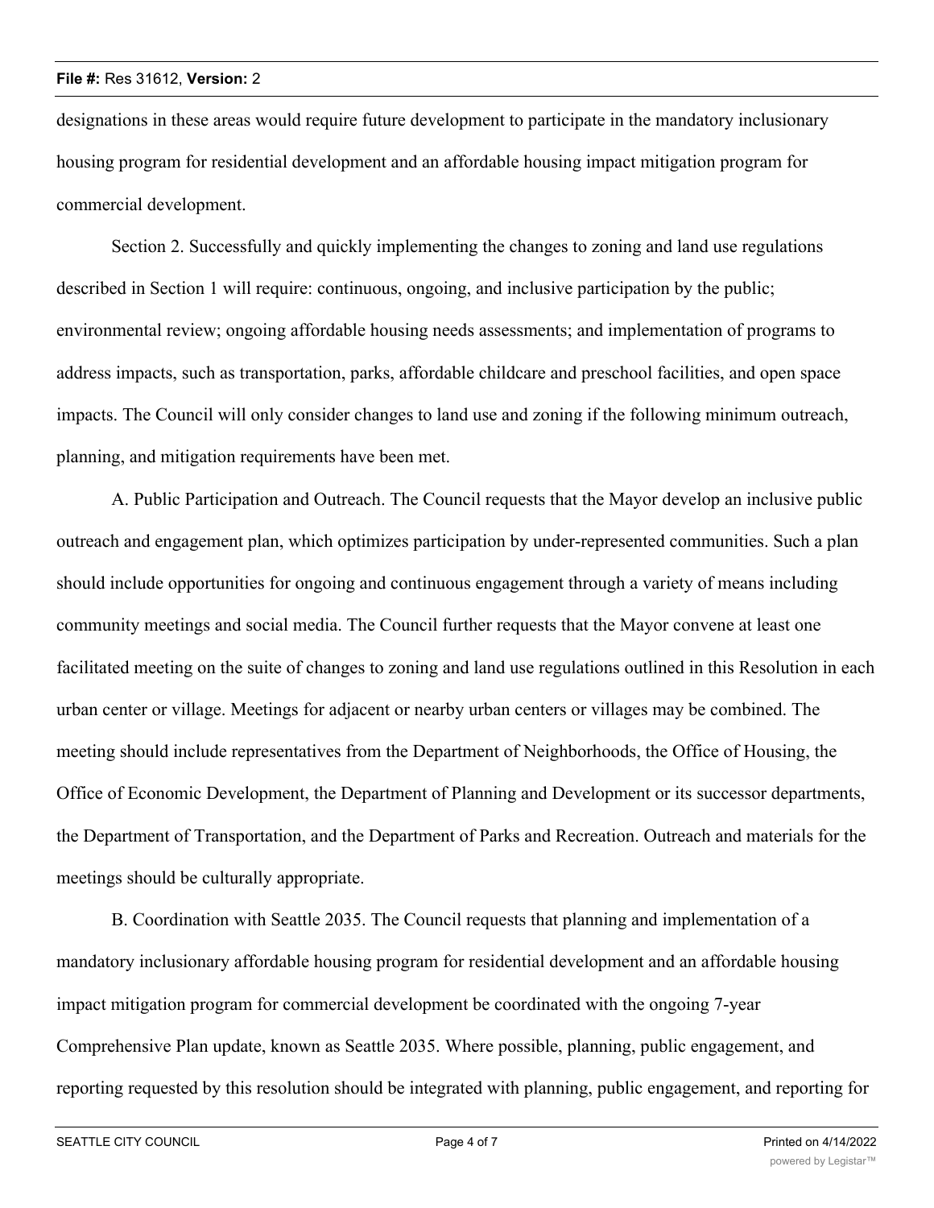designations in these areas would require future development to participate in the mandatory inclusionary housing program for residential development and an affordable housing impact mitigation program for commercial development.

Section 2. Successfully and quickly implementing the changes to zoning and land use regulations described in Section 1 will require: continuous, ongoing, and inclusive participation by the public; environmental review; ongoing affordable housing needs assessments; and implementation of programs to address impacts, such as transportation, parks, affordable childcare and preschool facilities, and open space impacts. The Council will only consider changes to land use and zoning if the following minimum outreach, planning, and mitigation requirements have been met.

A. Public Participation and Outreach. The Council requests that the Mayor develop an inclusive public outreach and engagement plan, which optimizes participation by under-represented communities. Such a plan should include opportunities for ongoing and continuous engagement through a variety of means including community meetings and social media. The Council further requests that the Mayor convene at least one facilitated meeting on the suite of changes to zoning and land use regulations outlined in this Resolution in each urban center or village. Meetings for adjacent or nearby urban centers or villages may be combined. The meeting should include representatives from the Department of Neighborhoods, the Office of Housing, the Office of Economic Development, the Department of Planning and Development or its successor departments, the Department of Transportation, and the Department of Parks and Recreation. Outreach and materials for the meetings should be culturally appropriate.

B. Coordination with Seattle 2035. The Council requests that planning and implementation of a mandatory inclusionary affordable housing program for residential development and an affordable housing impact mitigation program for commercial development be coordinated with the ongoing 7-year Comprehensive Plan update, known as Seattle 2035. Where possible, planning, public engagement, and reporting requested by this resolution should be integrated with planning, public engagement, and reporting for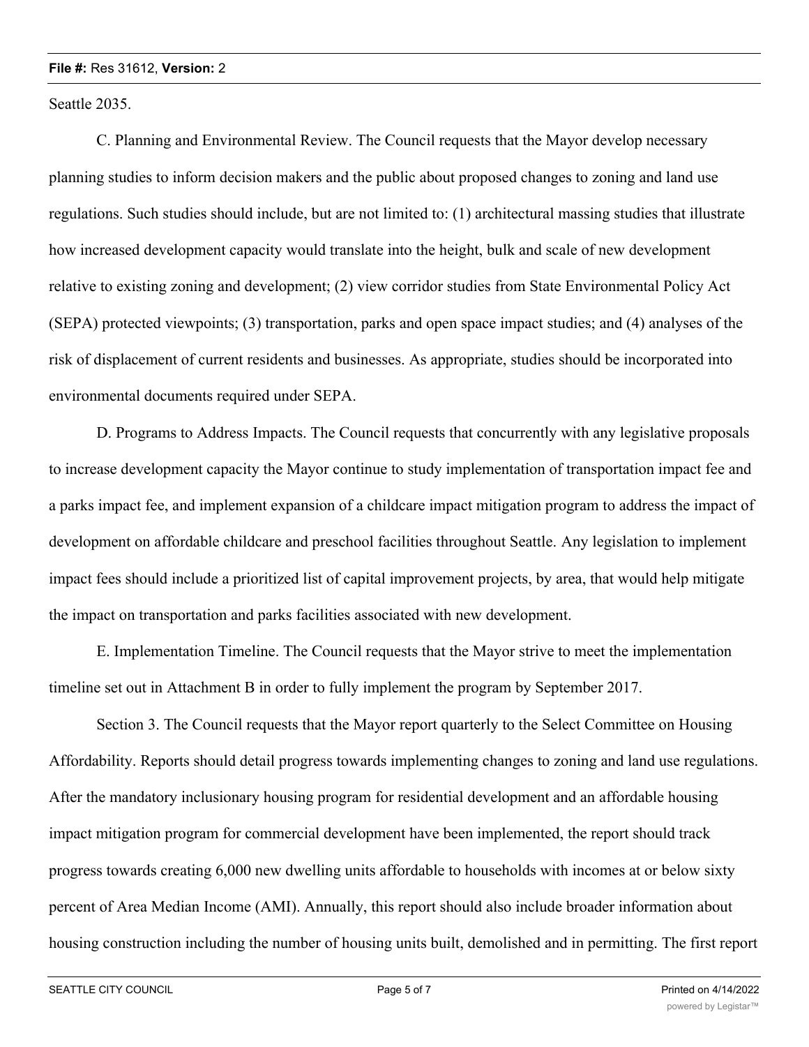Seattle 2035.

C. Planning and Environmental Review. The Council requests that the Mayor develop necessary planning studies to inform decision makers and the public about proposed changes to zoning and land use regulations. Such studies should include, but are not limited to: (1) architectural massing studies that illustrate how increased development capacity would translate into the height, bulk and scale of new development relative to existing zoning and development; (2) view corridor studies from State Environmental Policy Act (SEPA) protected viewpoints; (3) transportation, parks and open space impact studies; and (4) analyses of the risk of displacement of current residents and businesses. As appropriate, studies should be incorporated into environmental documents required under SEPA.

D. Programs to Address Impacts. The Council requests that concurrently with any legislative proposals to increase development capacity the Mayor continue to study implementation of transportation impact fee and a parks impact fee, and implement expansion of a childcare impact mitigation program to address the impact of development on affordable childcare and preschool facilities throughout Seattle. Any legislation to implement impact fees should include a prioritized list of capital improvement projects, by area, that would help mitigate the impact on transportation and parks facilities associated with new development.

E. Implementation Timeline. The Council requests that the Mayor strive to meet the implementation timeline set out in Attachment B in order to fully implement the program by September 2017.

Section 3. The Council requests that the Mayor report quarterly to the Select Committee on Housing Affordability. Reports should detail progress towards implementing changes to zoning and land use regulations. After the mandatory inclusionary housing program for residential development and an affordable housing impact mitigation program for commercial development have been implemented, the report should track progress towards creating 6,000 new dwelling units affordable to households with incomes at or below sixty percent of Area Median Income (AMI). Annually, this report should also include broader information about housing construction including the number of housing units built, demolished and in permitting. The first report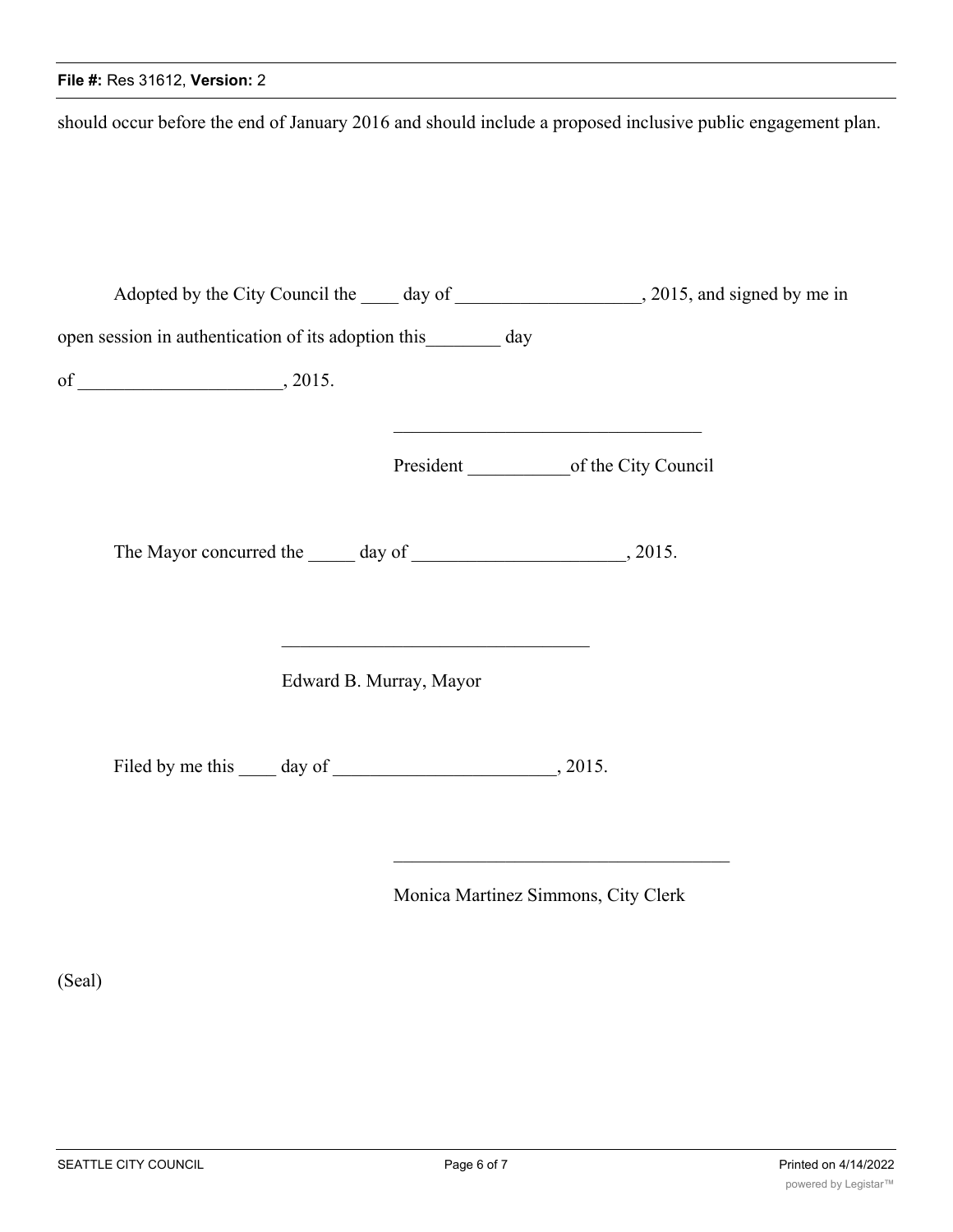should occur before the end of January 2016 and should include a proposed inclusive public engagement plan.

Adopted by the City Council the ____ day of ____________________, 2015, and signed by me in open session in authentication of its adoption this________ day of ______________________, 2015.

__________________________________

President ___________of the City Council

The Mayor concurred the _____ day of _______________________, 2015.

__________________________________

Edward B. Murray, Mayor

Filed by me this ____ day of ________________________, 2015.

_____________________________________

Monica Martinez Simmons, City Clerk

(Seal)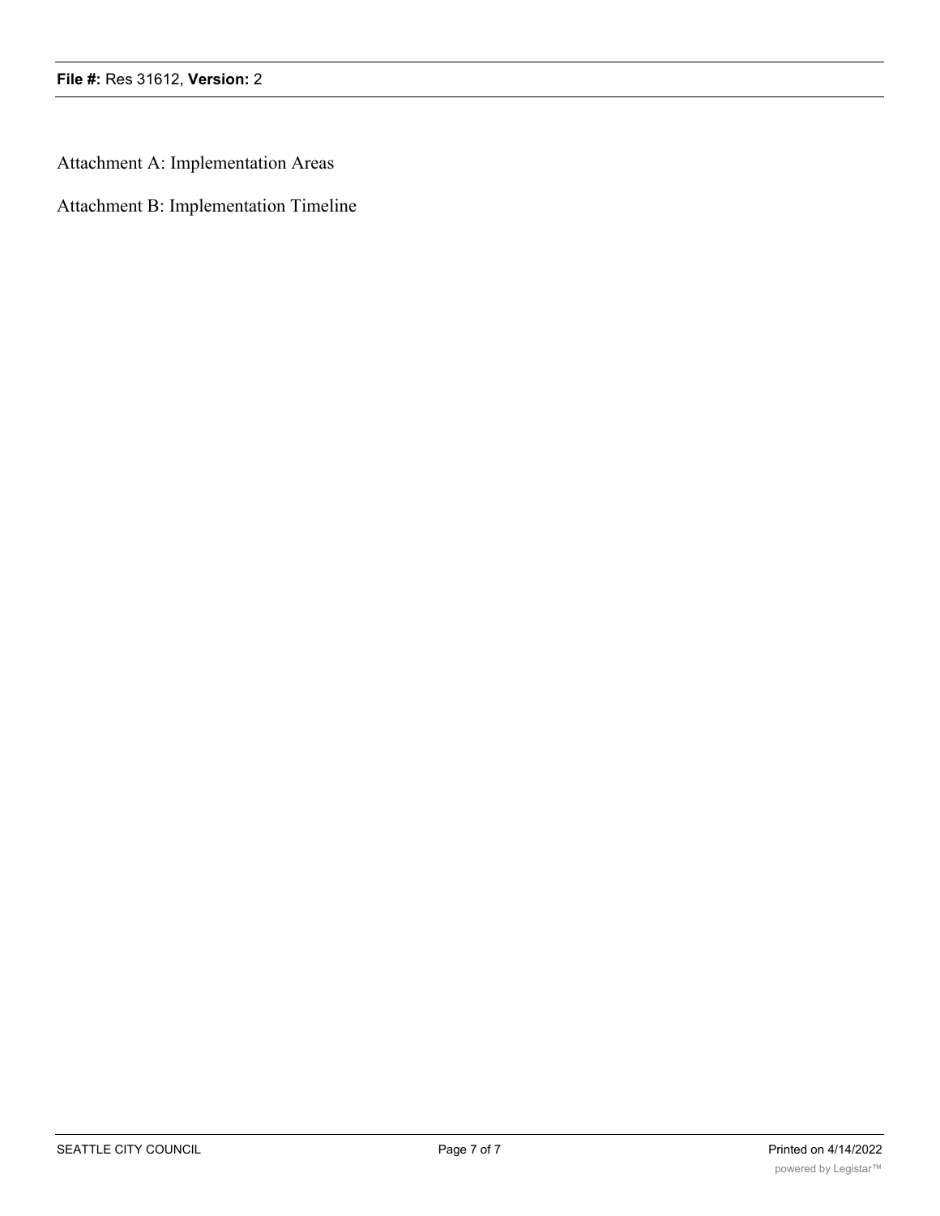Attachment A: Implementation Areas

Attachment B: Implementation Timeline